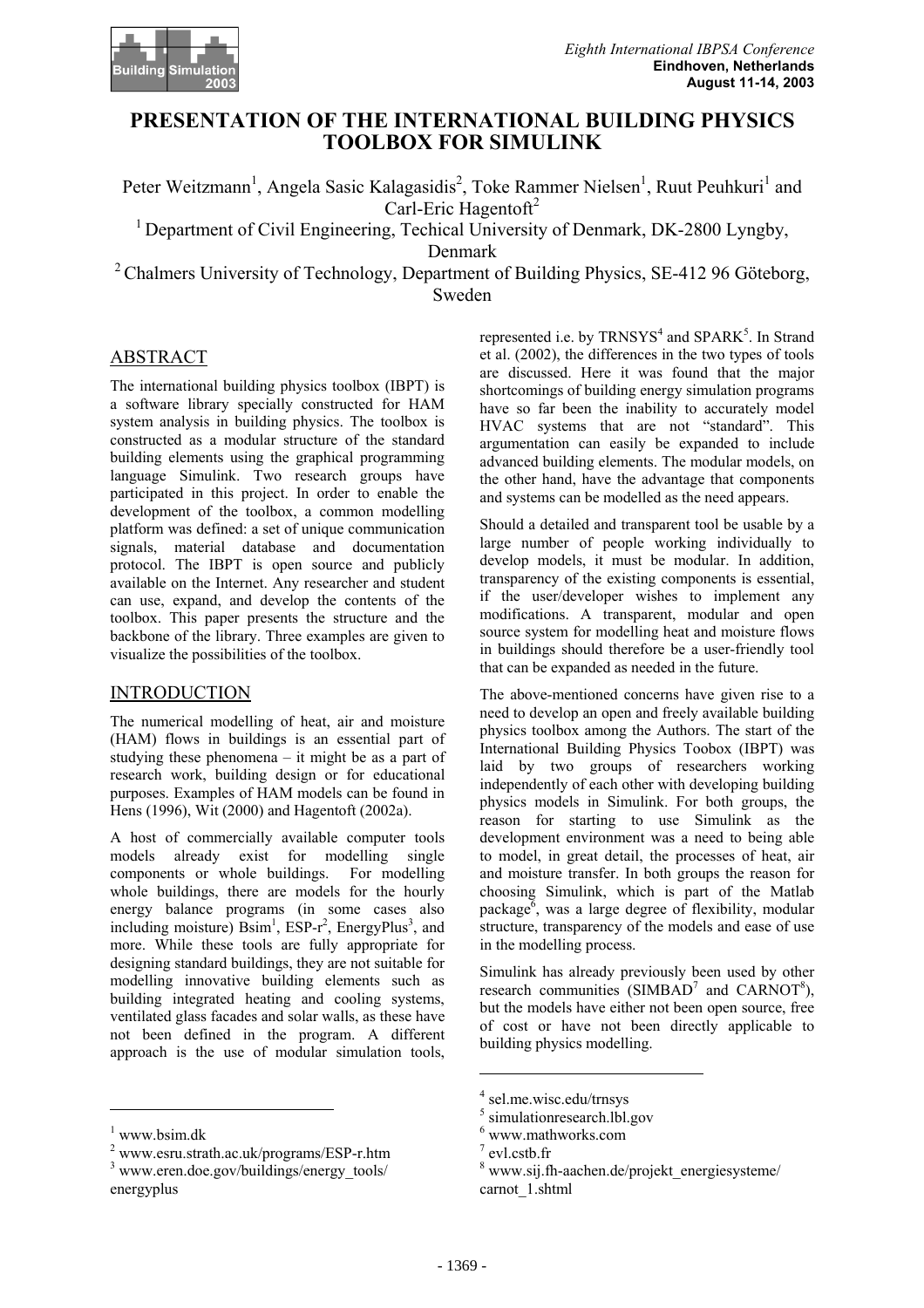# PRESENTATION OF THE INTERNATIONAL BUILDING PHYSICS TOOLBOX FOR SIMULINK

Peter Weitzmann[1], Angela Sasic Kalagasidis[2], Toke Rammer Nielsen[1], Ruut Peuhkuri[1] and Carl-Eric Hagentoft[2]

[1] Department of Civil Engineering, Techical University of Denmark, DK-2800 Lyngby, Denmark

[2] Chalmers University of Technology, Department of Building Physics, SE-412 96 Göteborg, Sweden

## ABSTRACT

The international building physics toolbox (IBPT) is a software library specially constructed for HAM system analysis in building physics. The toolbox is constructed as a modular structure of the standard building elements using the graphical programming language Simulink. Two research groups have participated in this project. In order to enable the development of the toolbox, a common modelling platform was defined: a set of unique communication signals, material database and documentation protocol. The IBPT is open source and publicly available on the Internet. Any researcher and student can use, expand, and develop the contents of the toolbox. This paper presents the structure and the backbone of the library. Three examples are given to visualize the possibilities of the toolbox.

## INTRODUCTION

The numerical modelling of heat, air and moisture (HAM) flows in buildings is an essential part of studying these phenomena – it might be as a part of research work, building design or for educational purposes. Examples of HAM models can be found in Hens (1996), Wit (2000) and Hagentoft (2002a).

A host of commercially available computer tools models already exist for modelling single components or whole buildings. For modelling whole buildings, there are models for the hourly energy balance programs (in some cases also including moisture) Bsim[1], ESP-r[2], EnergyPlus[3], and more. While these tools are fully appropriate for designing standard buildings, they are not suitable for modelling innovative building elements such as building integrated heating and cooling systems, ventilated glass facades and solar walls, as these have not been defined in the program. A different approach is the use of modular simulation tools, represented i.e. by TRNSYS[4] and SPARK[5]. In Strand et al. (2002), the differences in the two types of tools are discussed. Here it was found that the major shortcomings of building energy simulation programs have so far been the inability to accurately model HVAC systems that are not "standard". This argumentation can easily be expanded to include advanced building elements. The modular models, on the other hand, have the advantage that components and systems can be modelled as the need appears.

Should a detailed and transparent tool be usable by a large number of people working individually to develop models, it must be modular. In addition, transparency of the existing components is essential, if the user/developer wishes to implement any modifications. A transparent, modular and open source system for modelling heat and moisture flows in buildings should therefore be a user-friendly tool that can be expanded as needed in the future.

The above-mentioned concerns have given rise to a need to develop an open and freely available building physics toolbox among the Authors. The start of the International Building Physics Toobox (IBPT) was laid by two groups of researchers working independently of each other with developing building physics models in Simulink. For both groups, the reason for starting to use Simulink as the development environment was a need to being able to model, in great detail, the processes of heat, air and moisture transfer. In both groups the reason for choosing Simulink, which is part of the Matlab package[6], was a large degree of flexibility, modular structure, transparency of the models and ease of use in the modelling process.

Simulink has already previously been used by other research communities (SIMBAD[7] and CARNOT[8]), but the models have either not been open source, free of cost or have not been directly applicable to building physics modelling.

---

[1] www.bsim.dk

[2] www.esru.strath.ac.uk/programs/ESP-r.htm

[3] www.eren.doe.gov/buildings/energy_tools/energyplus

[4] sel.me.wisc.edu/trnsys

[5] simulationresearch.lbl.gov

[6] www.mathworks.com

[7] evl.cstb.fr

[8] www.sij.fh-aachen.de/projekt_energiesysteme/carnot_1.shtml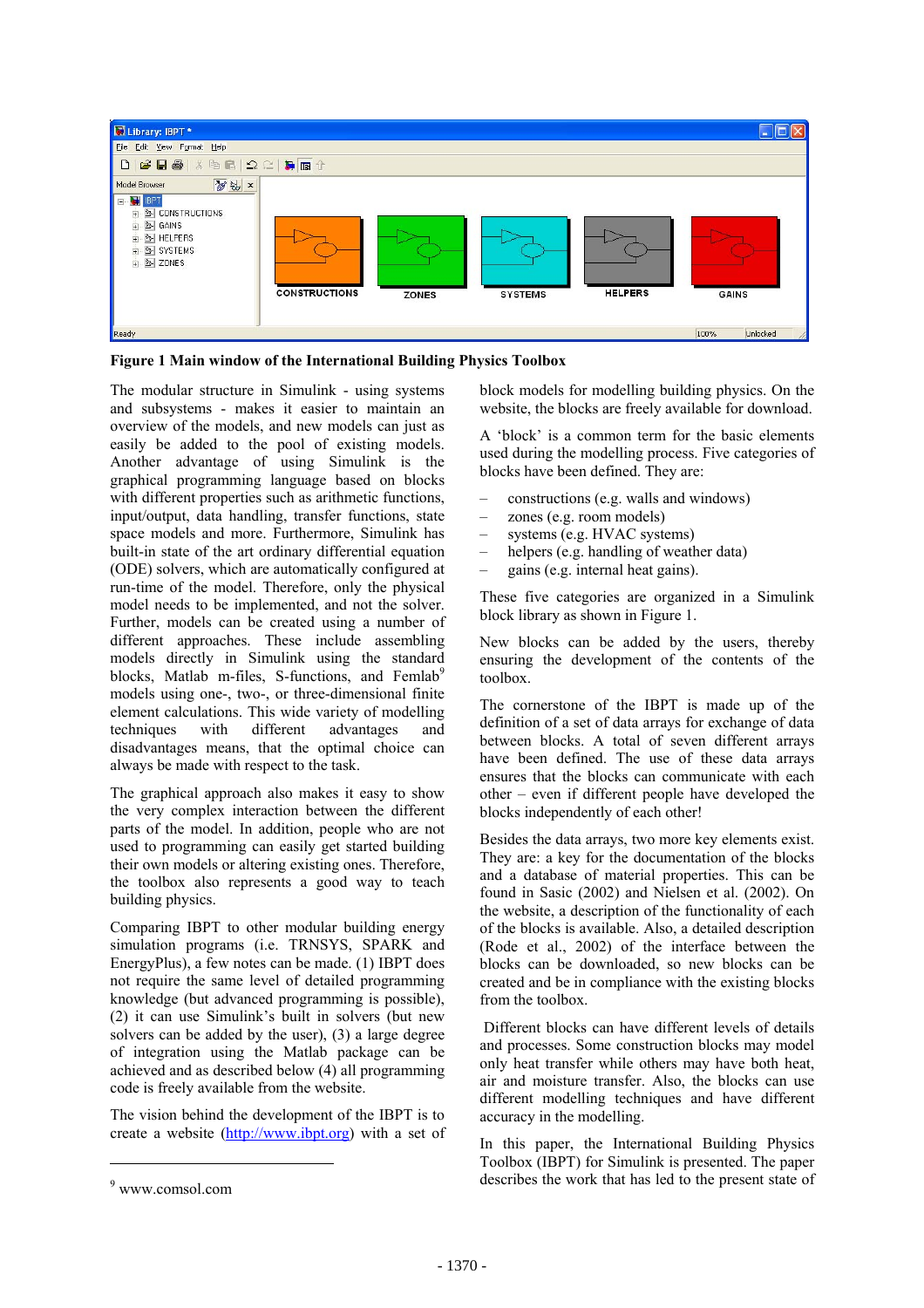**Figure 1 Main window of the International Building Physics Toolbox**

The modular structure in Simulink - using systems and subsystems - makes it easier to maintain an overview of the models, and new models can just as easily be added to the pool of existing models. Another advantage of using Simulink is the graphical programming language based on blocks with different properties such as arithmetic functions, input/output, data handling, transfer functions, state space models and more. Furthermore, Simulink has built-in state of the art ordinary differential equation (ODE) solvers, which are automatically configured at run-time of the model. Therefore, only the physical model needs to be implemented, and not the solver. Further, models can be created using a number of different approaches. These include assembling models directly in Simulink using the standard blocks, Matlab m-files, S-functions, and Femlab[9] models using one-, two-, or three-dimensional finite element calculations. This wide variety of modelling techniques with different advantages and disadvantages means, that the optimal choice can always be made with respect to the task.

The graphical approach also makes it easy to show the very complex interaction between the different parts of the model. In addition, people who are not used to programming can easily get started building their own models or altering existing ones. Therefore, the toolbox also represents a good way to teach building physics.

Comparing IBPT to other modular building energy simulation programs (i.e. TRNSYS, SPARK and EnergyPlus), a few notes can be made. (1) IBPT does not require the same level of detailed programming knowledge (but advanced programming is possible), (2) it can use Simulink's built in solvers (but new solvers can be added by the user), (3) a large degree of integration using the Matlab package can be achieved and as described below (4) all programming code is freely available from the website.

The vision behind the development of the IBPT is to create a website (http://www.ibpt.org) with a set of block models for modelling building physics. On the website, the blocks are freely available for download.

A 'block' is a common term for the basic elements used during the modelling process. Five categories of blocks have been defined. They are:

- constructions (e.g. walls and windows)
- zones (e.g. room models)
- systems (e.g. HVAC systems)
- helpers (e.g. handling of weather data)
- gains (e.g. internal heat gains).

These five categories are organized in a Simulink block library as shown in Figure 1.

New blocks can be added by the users, thereby ensuring the development of the contents of the toolbox.

The cornerstone of the IBPT is made up of the definition of a set of data arrays for exchange of data between blocks. A total of seven different arrays have been defined. The use of these data arrays ensures that the blocks can communicate with each other – even if different people have developed the blocks independently of each other!

Besides the data arrays, two more key elements exist. They are: a key for the documentation of the blocks and a database of material properties. This can be found in Sasic (2002) and Nielsen et al. (2002). On the website, a description of the functionality of each of the blocks is available. Also, a detailed description (Rode et al., 2002) of the interface between the blocks can be downloaded, so new blocks can be created and be in compliance with the existing blocks from the toolbox.

Different blocks can have different levels of details and processes. Some construction blocks may model only heat transfer while others may have both heat, air and moisture transfer. Also, the blocks can use different modelling techniques and have different accuracy in the modelling.

In this paper, the International Building Physics Toolbox (IBPT) for Simulink is presented. The paper describes the work that has led to the present state of

[9] www.comsol.com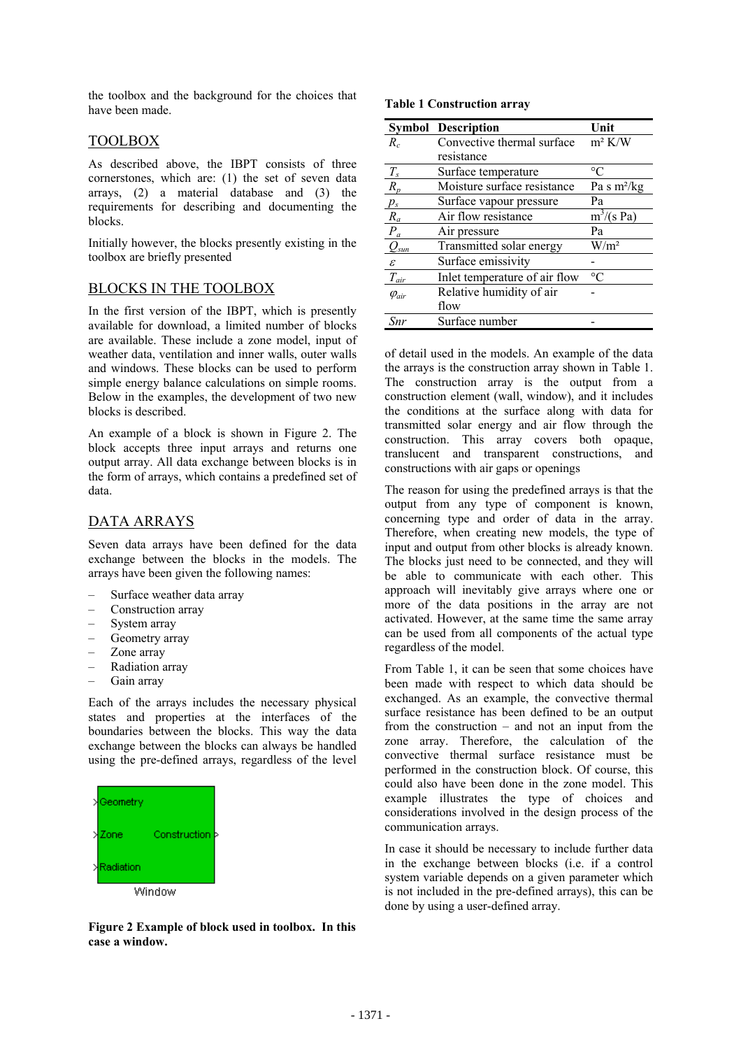the toolbox and the background for the choices that have been made.

## TOOLBOX

As described above, the IBPT consists of three cornerstones, which are: (1) the set of seven data arrays, (2) a material database and (3) the requirements for describing and documenting the blocks.

Initially however, the blocks presently existing in the toolbox are briefly presented

## BLOCKS IN THE TOOLBOX

In the first version of the IBPT, which is presently available for download, a limited number of blocks are available. These include a zone model, input of weather data, ventilation and inner walls, outer walls and windows. These blocks can be used to perform simple energy balance calculations on simple rooms. Below in the examples, the development of two new blocks is described.

An example of a block is shown in Figure 2. The block accepts three input arrays and returns one output array. All data exchange between blocks is in the form of arrays, which contains a predefined set of data.

## DATA ARRAYS

Seven data arrays have been defined for the data exchange between the blocks in the models. The arrays have been given the following names:

- Surface weather data array
- Construction array
- System array
- Geometry array
- Zone array
- Radiation array
- Gain array

Each of the arrays includes the necessary physical states and properties at the interfaces of the boundaries between the blocks. This way the data exchange between the blocks can always be handled using the pre-defined arrays, regardless of the level of detail used in the models. An example of the data the arrays is the construction array shown in Table 1. The construction array is the output from a construction element (wall, window), and it includes the conditions at the surface along with data for transmitted solar energy and air flow through the construction. This array covers both opaque, translucent and transparent constructions, and constructions with air gaps or openings

**Figure 2 Example of block used in toolbox. In this case a window.**

**Table 1 Construction array**

| Symbol | Description | Unit |
|---|---|---|
| $R_c$ | Convective thermal surface resistance | m² K/W |
| $T_s$ | Surface temperature | °C |
| $R_p$ | Moisture surface resistance | Pa s m²/kg |
| $p_s$ | Surface vapour pressure | Pa |
| $R_a$ | Air flow resistance | $m^3/(s\ Pa)$ |
| $P_a$ | Air pressure | Pa |
| $Q_{sun}$ | Transmitted solar energy | W/m² |
| $\varepsilon$ | Surface emissivity | - |
| $T_{air}$ | Inlet temperature of air flow | °C |
| $\varphi_{air}$ | Relative humidity of air flow | - |
| *Snr* | Surface number | - |

The reason for using the predefined arrays is that the output from any type of component is known, concerning type and order of data in the array. Therefore, when creating new models, the type of input and output from other blocks is already known. The blocks just need to be connected, and they will be able to communicate with each other. This approach will inevitably give arrays where one or more of the data positions in the array are not activated. However, at the same time the same array can be used from all components of the actual type regardless of the model.

From Table 1, it can be seen that some choices have been made with respect to which data should be exchanged. As an example, the convective thermal surface resistance has been defined to be an output from the construction – and not an input from the zone array. Therefore, the calculation of the convective thermal surface resistance must be performed in the construction block. Of course, this could also have been done in the zone model. This example illustrates the type of choices and considerations involved in the design process of the communication arrays.

In case it should be necessary to include further data in the exchange between blocks (i.e. if a control system variable depends on a given parameter which is not included in the pre-defined arrays), this can be done by using a user-defined array.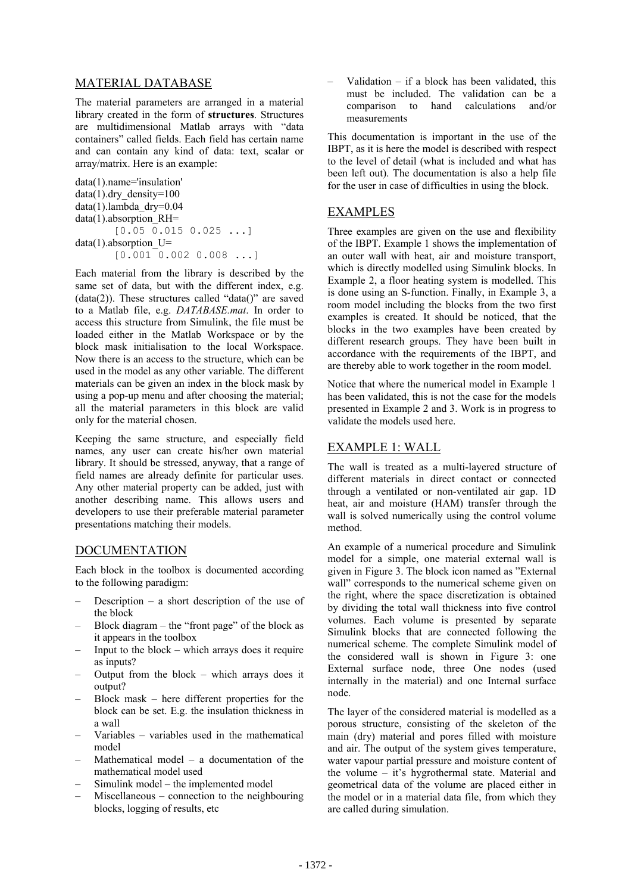## MATERIAL DATABASE

The material parameters are arranged in a material library created in the form of **structures**. Structures are multidimensional Matlab arrays with "data containers" called fields. Each field has certain name and can contain any kind of data: text, scalar or array/matrix. Here is an example:

```
data(1).name='insulation'
data(1).dry_density=100
data(1).lambda_dry=0.04
data(1).absorption_RH=
        [0.05 0.015 0.025 ...]
data(1).absorption_U=
        [0.001 0.002 0.008 ...]
```

Each material from the library is described by the same set of data, but with the different index, e.g. (data(2)). These structures called "data()" are saved to a Matlab file, e.g. *DATABASE.mat*. In order to access this structure from Simulink, the file must be loaded either in the Matlab Workspace or by the block mask initialisation to the local Workspace. Now there is an access to the structure, which can be used in the model as any other variable. The different materials can be given an index in the block mask by using a pop-up menu and after choosing the material; all the material parameters in this block are valid only for the material chosen.

Keeping the same structure, and especially field names, any user can create his/her own material library. It should be stressed, anyway, that a range of field names are already definite for particular uses. Any other material property can be added, just with another describing name. This allows users and developers to use their preferable material parameter presentations matching their models.

## DOCUMENTATION

Each block in the toolbox is documented according to the following paradigm:

- Description – a short description of the use of the block
- Block diagram – the "front page" of the block as it appears in the toolbox
- Input to the block – which arrays does it require as inputs?
- Output from the block – which arrays does it output?
- Block mask – here different properties for the block can be set. E.g. the insulation thickness in a wall
- Variables – variables used in the mathematical model
- Mathematical model – a documentation of the mathematical model used
- Simulink model – the implemented model
- Miscellaneous – connection to the neighbouring blocks, logging of results, etc
- Validation – if a block has been validated, this must be included. The validation can be a comparison to hand calculations and/or measurements

This documentation is important in the use of the IBPT, as it is here the model is described with respect to the level of detail (what is included and what has been left out). The documentation is also a help file for the user in case of difficulties in using the block.

## EXAMPLES

Three examples are given on the use and flexibility of the IBPT. Example 1 shows the implementation of an outer wall with heat, air and moisture transport, which is directly modelled using Simulink blocks. In Example 2, a floor heating system is modelled. This is done using an S-function. Finally, in Example 3, a room model including the blocks from the two first examples is created. It should be noticed, that the blocks in the two examples have been created by different research groups. They have been built in accordance with the requirements of the IBPT, and are thereby able to work together in the room model.

Notice that where the numerical model in Example 1 has been validated, this is not the case for the models presented in Example 2 and 3. Work is in progress to validate the models used here.

## EXAMPLE 1: WALL

The wall is treated as a multi-layered structure of different materials in direct contact or connected through a ventilated or non-ventilated air gap. 1D heat, air and moisture (HAM) transfer through the wall is solved numerically using the control volume method.

An example of a numerical procedure and Simulink model for a simple, one material external wall is given in Figure 3. The block icon named as "External wall" corresponds to the numerical scheme given on the right, where the space discretization is obtained by dividing the total wall thickness into five control volumes. Each volume is presented by separate Simulink blocks that are connected following the numerical scheme. The complete Simulink model of the considered wall is shown in Figure 3: one External surface node, three One nodes (used internally in the material) and one Internal surface node.

The layer of the considered material is modelled as a porous structure, consisting of the skeleton of the main (dry) material and pores filled with moisture and air. The output of the system gives temperature, water vapour partial pressure and moisture content of the volume – it's hygrothermal state. Material and geometrical data of the volume are placed either in the model or in a material data file, from which they are called during simulation.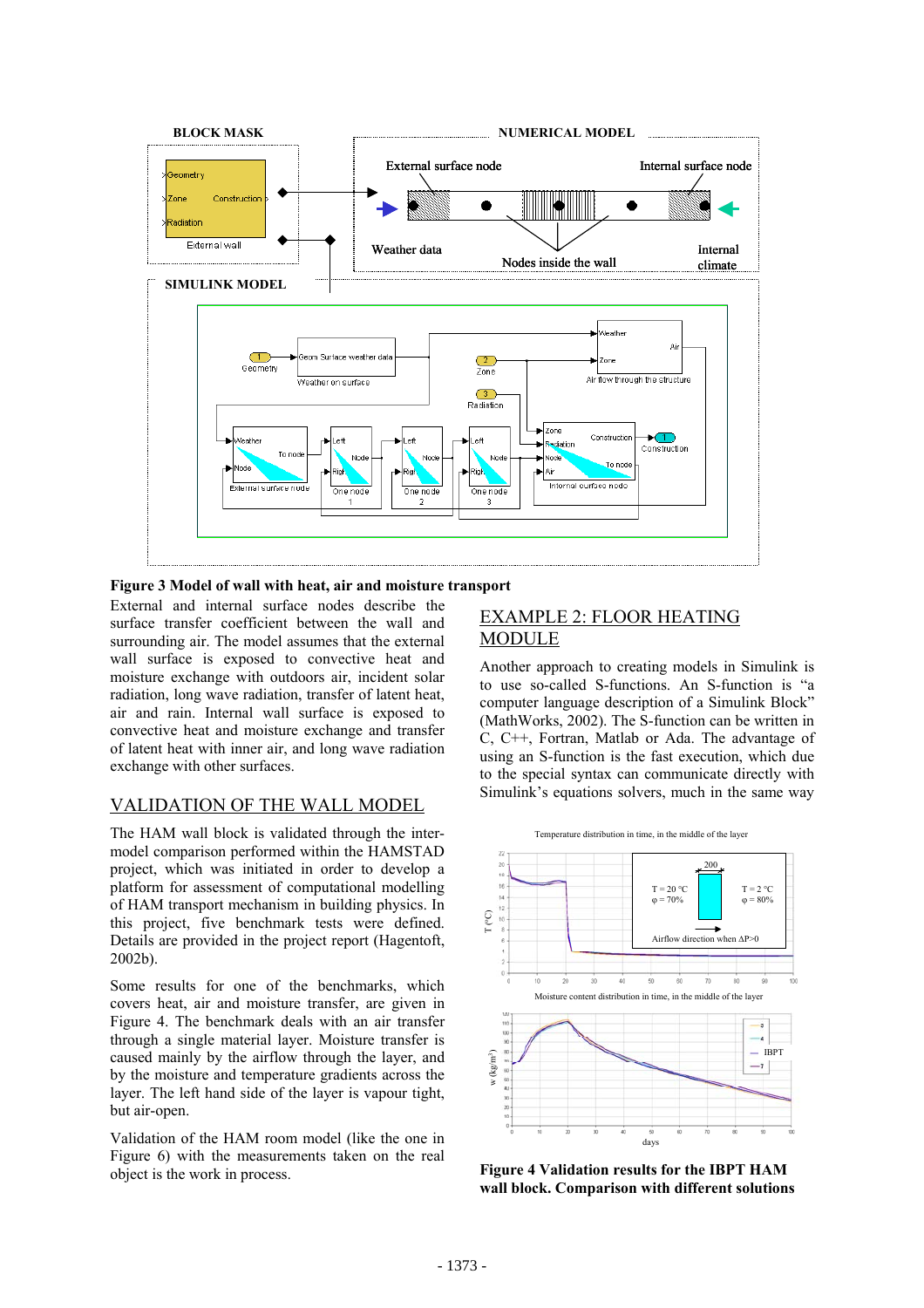**Figure 3 Model of wall with heat, air and moisture transport**

External and internal surface nodes describe the surface transfer coefficient between the wall and surrounding air. The model assumes that the external wall surface is exposed to convective heat and moisture exchange with outdoors air, incident solar radiation, long wave radiation, transfer of latent heat, air and rain. Internal wall surface is exposed to convective heat and moisture exchange and transfer of latent heat with inner air, and long wave radiation exchange with other surfaces.

## VALIDATION OF THE WALL MODEL

The HAM wall block is validated through the inter-model comparison performed within the HAMSTAD project, which was initiated in order to develop a platform for assessment of computational modelling of HAM transport mechanism in building physics. In this project, five benchmark tests were defined. Details are provided in the project report (Hagentoft, 2002b).

Some results for one of the benchmarks, which covers heat, air and moisture transfer, are given in Figure 4. The benchmark deals with an air transfer through a single material layer. Moisture transfer is caused mainly by the airflow through the layer, and by the moisture and temperature gradients across the layer. The left hand side of the layer is vapour tight, but air-open.

Validation of the HAM room model (like the one in Figure 6) with the measurements taken on the real object is the work in process.

## EXAMPLE 2: FLOOR HEATING MODULE

Another approach to creating models in Simulink is to use so-called S-functions. An S-function is "a computer language description of a Simulink Block" (MathWorks, 2002). The S-function can be written in C, C++, Fortran, Matlab or Ada. The advantage of using an S-function is the fast execution, which due to the special syntax can communicate directly with Simulink's equations solvers, much in the same way

**Figure 4 Validation results for the IBPT HAM wall block. Comparison with different solutions**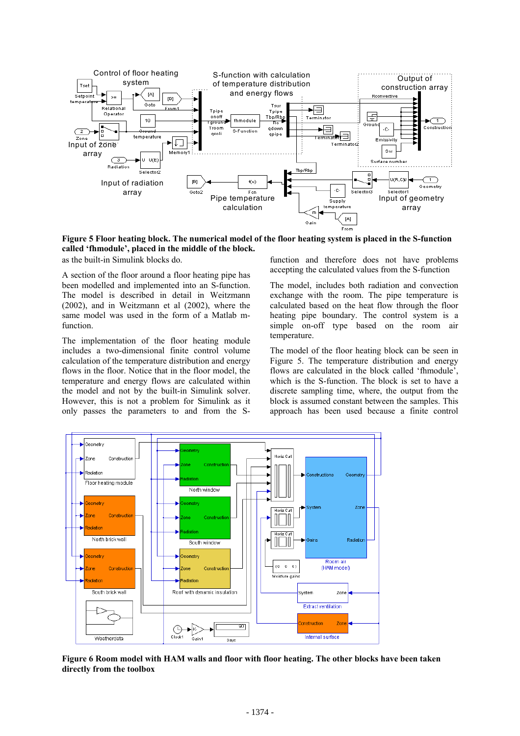**Figure 5 Floor heating block. The numerical model of the floor heating system is placed in the S-function called 'fhmodule', placed in the middle of the block.**

as the built-in Simulink blocks do.

A section of the floor around a floor heating pipe has been modelled and implemented into an S-function. The model is described in detail in Weitzmann (2002), and in Weitzmann et al (2002), where the same model was used in the form of a Matlab m-function.

The implementation of the floor heating module includes a two-dimensional finite control volume calculation of the temperature distribution and energy flows in the floor. Notice that in the floor model, the temperature and energy flows are calculated within the model and not by the built-in Simulink solver. However, this is not a problem for Simulink as it only passes the parameters to and from the S-function and therefore does not have problems accepting the calculated values from the S-function

The model, includes both radiation and convection exchange with the room. The pipe temperature is calculated based on the heat flow through the floor heating pipe boundary. The control system is a simple on-off type based on the room air temperature.

The model of the floor heating block can be seen in Figure 5. The temperature distribution and energy flows are calculated in the block called 'fhmodule', which is the S-function. The block is set to have a discrete sampling time, where, the output from the block is assumed constant between the samples. This approach has been used because a finite control

**Figure 6 Room model with HAM walls and floor with floor heating. The other blocks have been taken directly from the toolbox**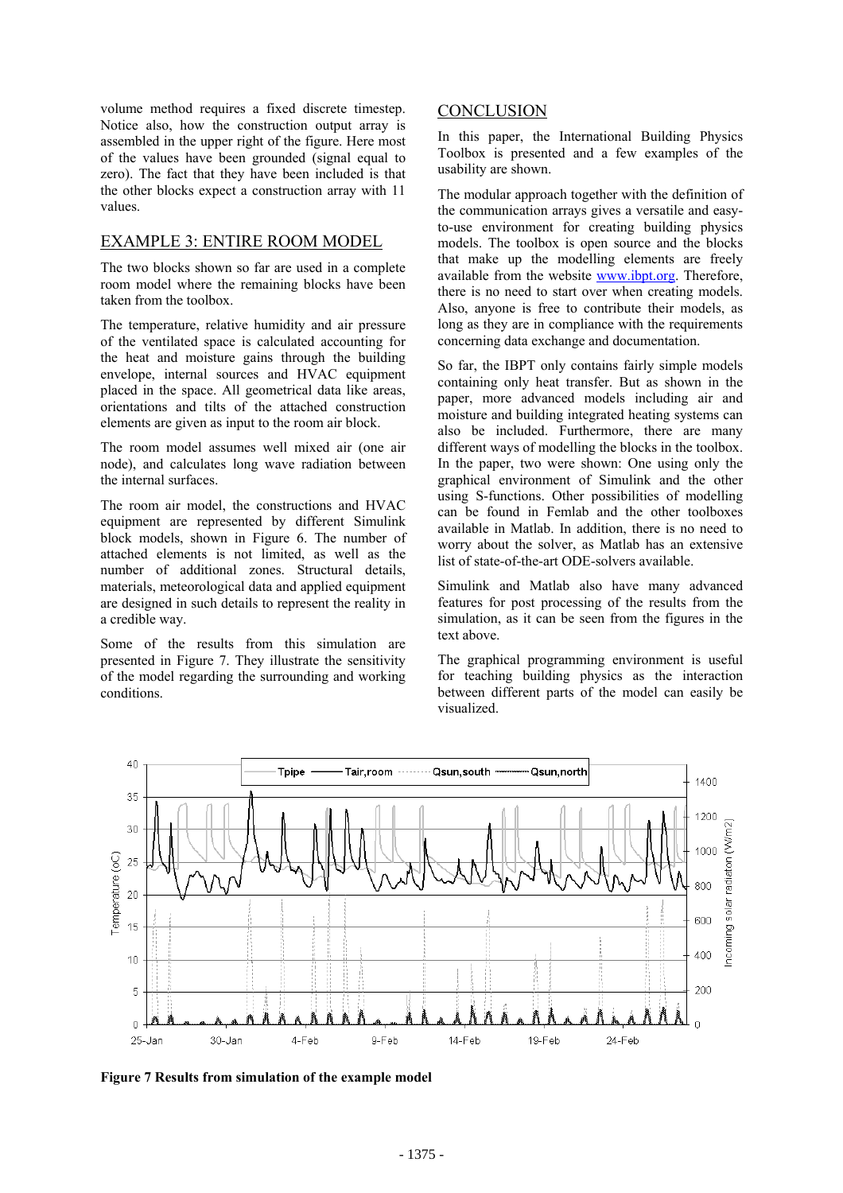volume method requires a fixed discrete timestep. Notice also, how the construction output array is assembled in the upper right of the figure. Here most of the values have been grounded (signal equal to zero). The fact that they have been included is that the other blocks expect a construction array with 11 values.

## EXAMPLE 3: ENTIRE ROOM MODEL

The two blocks shown so far are used in a complete room model where the remaining blocks have been taken from the toolbox.

The temperature, relative humidity and air pressure of the ventilated space is calculated accounting for the heat and moisture gains through the building envelope, internal sources and HVAC equipment placed in the space. All geometrical data like areas, orientations and tilts of the attached construction elements are given as input to the room air block.

The room model assumes well mixed air (one air node), and calculates long wave radiation between the internal surfaces.

The room air model, the constructions and HVAC equipment are represented by different Simulink block models, shown in Figure 6. The number of attached elements is not limited, as well as the number of additional zones. Structural details, materials, meteorological data and applied equipment are designed in such details to represent the reality in a credible way.

Some of the results from this simulation are presented in Figure 7. They illustrate the sensitivity of the model regarding the surrounding and working conditions.

## CONCLUSION

In this paper, the International Building Physics Toolbox is presented and a few examples of the usability are shown.

The modular approach together with the definition of the communication arrays gives a versatile and easy-to-use environment for creating building physics models. The toolbox is open source and the blocks that make up the modelling elements are freely available from the website www.ibpt.org. Therefore, there is no need to start over when creating models. Also, anyone is free to contribute their models, as long as they are in compliance with the requirements concerning data exchange and documentation.

So far, the IBPT only contains fairly simple models containing only heat transfer. But as shown in the paper, more advanced models including air and moisture and building integrated heating systems can also be included. Furthermore, there are many different ways of modelling the blocks in the toolbox. In the paper, two were shown: One using only the graphical environment of Simulink and the other using S-functions. Other possibilities of modelling can be found in Femlab and the other toolboxes available in Matlab. In addition, there is no need to worry about the solver, as Matlab has an extensive list of state-of-the-art ODE-solvers available.

Simulink and Matlab also have many advanced features for post processing of the results from the simulation, as it can be seen from the figures in the text above.

The graphical programming environment is useful for teaching building physics as the interaction between different parts of the model can easily be visualized.

**Figure 7 Results from simulation of the example model**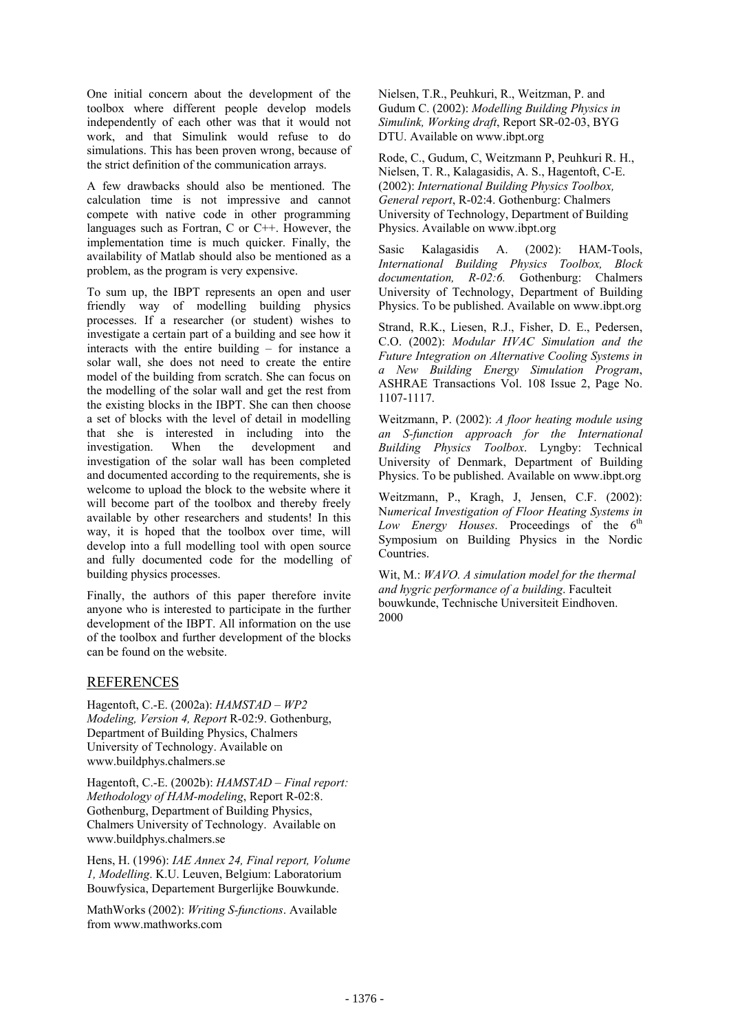One initial concern about the development of the toolbox where different people develop models independently of each other was that it would not work, and that Simulink would refuse to do simulations. This has been proven wrong, because of the strict definition of the communication arrays.

A few drawbacks should also be mentioned. The calculation time is not impressive and cannot compete with native code in other programming languages such as Fortran, C or C++. However, the implementation time is much quicker. Finally, the availability of Matlab should also be mentioned as a problem, as the program is very expensive.

To sum up, the IBPT represents an open and user friendly way of modelling building physics processes. If a researcher (or student) wishes to investigate a certain part of a building and see how it interacts with the entire building – for instance a solar wall, she does not need to create the entire model of the building from scratch. She can focus on the modelling of the solar wall and get the rest from the existing blocks in the IBPT. She can then choose a set of blocks with the level of detail in modelling that she is interested in including into the investigation. When the development and investigation of the solar wall has been completed and documented according to the requirements, she is welcome to upload the block to the website where it will become part of the toolbox and thereby freely available by other researchers and students! In this way, it is hoped that the toolbox over time, will develop into a full modelling tool with open source and fully documented code for the modelling of building physics processes.

Finally, the authors of this paper therefore invite anyone who is interested to participate in the further development of the IBPT. All information on the use of the toolbox and further development of the blocks can be found on the website.

## REFERENCES

Hagentoft, C.-E. (2002a): *HAMSTAD – WP2 Modeling, Version 4, Report* R-02:9. Gothenburg, Department of Building Physics, Chalmers University of Technology. Available on www.buildphys.chalmers.se

Hagentoft, C.-E. (2002b): *HAMSTAD – Final report: Methodology of HAM-modeling*, Report R-02:8. Gothenburg, Department of Building Physics, Chalmers University of Technology. Available on www.buildphys.chalmers.se

Hens, H. (1996): *IAE Annex 24, Final report, Volume 1, Modelling*. K.U. Leuven, Belgium: Laboratorium Bouwfysica, Departement Burgerlijke Bouwkunde.

MathWorks (2002): *Writing S-functions*. Available from www.mathworks.com

Nielsen, T.R., Peuhkuri, R., Weitzman, P. and Gudum C. (2002): *Modelling Building Physics in Simulink, Working draft*, Report SR-02-03, BYG DTU. Available on www.ibpt.org

Rode, C., Gudum, C, Weitzmann P, Peuhkuri R. H., Nielsen, T. R., Kalagasidis, A. S., Hagentoft, C-E. (2002): *International Building Physics Toolbox, General report*, R-02:4. Gothenburg: Chalmers University of Technology, Department of Building Physics. Available on www.ibpt.org

Sasic Kalagasidis A. (2002): HAM-Tools, *International Building Physics Toolbox, Block documentation, R-02:6.* Gothenburg: Chalmers University of Technology, Department of Building Physics. To be published. Available on www.ibpt.org

Strand, R.K., Liesen, R.J., Fisher, D. E., Pedersen, C.O. (2002): *Modular HVAC Simulation and the Future Integration on Alternative Cooling Systems in a New Building Energy Simulation Program*, ASHRAE Transactions Vol. 108 Issue 2, Page No. 1107-1117.

Weitzmann, P. (2002): *A floor heating module using an S-function approach for the International Building Physics Toolbox*. Lyngby: Technical University of Denmark, Department of Building Physics. To be published. Available on www.ibpt.org

Weitzmann, P., Kragh, J, Jensen, C.F. (2002): N*umerical Investigation of Floor Heating Systems in Low Energy Houses*. Proceedings of the 6th Symposium on Building Physics in the Nordic Countries.

Wit, M.: *WAVO. A simulation model for the thermal and hygric performance of a building*. Faculteit bouwkunde, Technische Universiteit Eindhoven. 2000